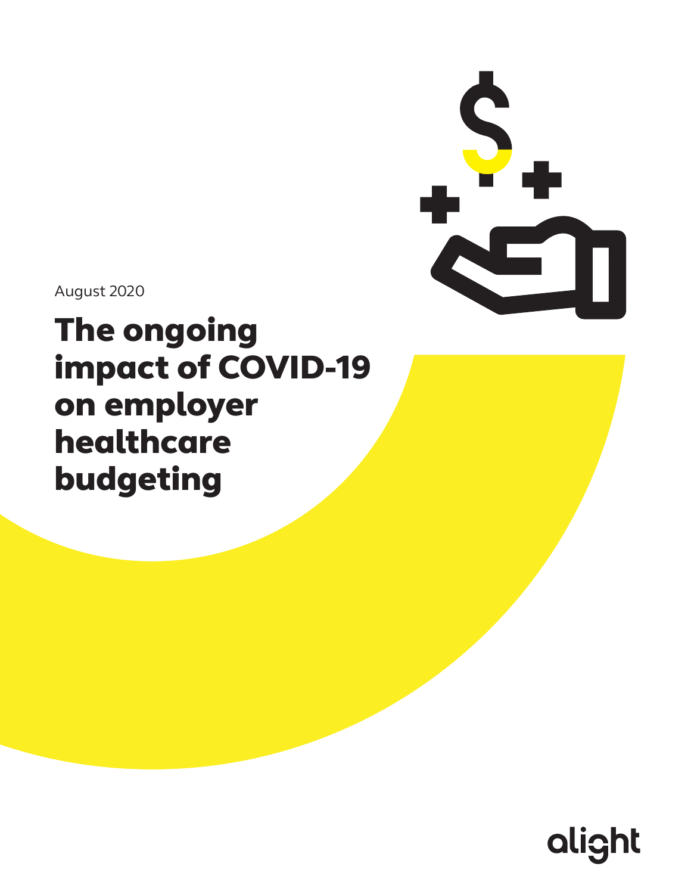August 2020

# The ongoing impact of COVID-19 on employer healthcare budgeting

alight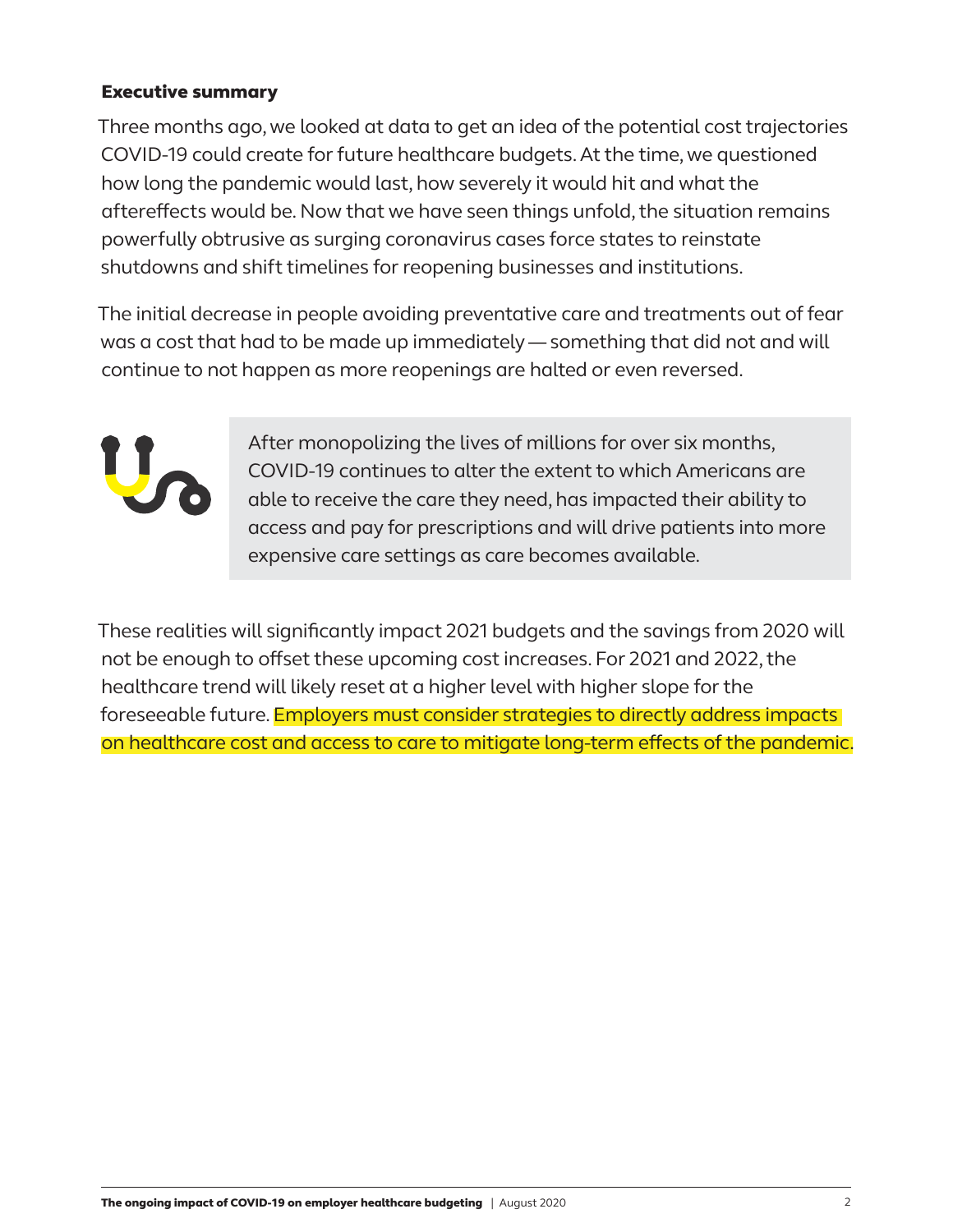## Executive summary

Three months ago, we looked at data to get an idea of the potential cost trajectories COVID-19 could create for future healthcare budgets. At the time, we questioned how long the pandemic would last, how severely it would hit and what the aftereffects would be. Now that we have seen things unfold, the situation remains powerfully obtrusive as surging coronavirus cases force states to reinstate shutdowns and shift timelines for reopening businesses and institutions.

The initial decrease in people avoiding preventative care and treatments out of fear was a cost that had to be made up immediately — something that did not and will continue to not happen as more reopenings are halted or even reversed.

> After monopolizing the lives of millions for over six months, COVID-19 continues to alter the extent to which Americans are able to receive the care they need, has impacted their ability to access and pay for prescriptions and will drive patients into more expensive care settings as care becomes available.

These realities will significantly impact 2021 budgets and the savings from 2020 will not be enough to offset these upcoming cost increases. For 2021 and 2022, the healthcare trend will likely reset at a higher level with higher slope for the foreseeable future. Employers must consider strategies to directly address impacts on healthcare cost and access to care to mitigate long-term effects of the pandemic.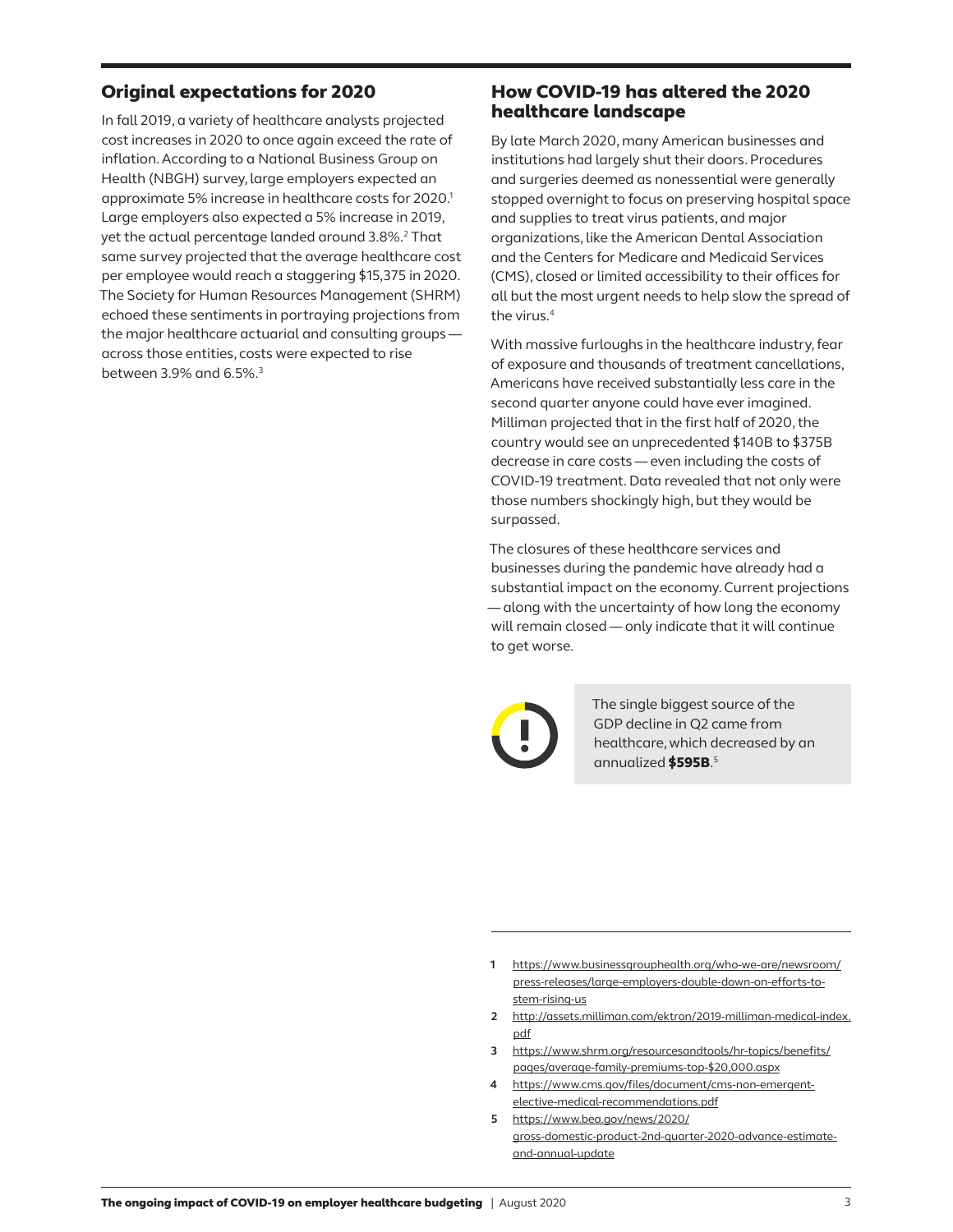## Original expectations for 2020

In fall 2019, a variety of healthcare analysts projected cost increases in 2020 to once again exceed the rate of inflation. According to a National Business Group on Health (NBGH) survey, large employers expected an approximate 5% increase in healthcare costs for 2020.[1] Large employers also expected a 5% increase in 2019, yet the actual percentage landed around 3.8%.[2] That same survey projected that the average healthcare cost per employee would reach a staggering $15,375 in 2020. The Society for Human Resources Management (SHRM) echoed these sentiments in portraying projections from the major healthcare actuarial and consulting groups — across those entities, costs were expected to rise between 3.9% and 6.5%.[3]

## How COVID-19 has altered the 2020 healthcare landscape

By late March 2020, many American businesses and institutions had largely shut their doors. Procedures and surgeries deemed as nonessential were generally stopped overnight to focus on preserving hospital space and supplies to treat virus patients, and major organizations, like the American Dental Association and the Centers for Medicare and Medicaid Services (CMS), closed or limited accessibility to their offices for all but the most urgent needs to help slow the spread of the virus.[4]

With massive furloughs in the healthcare industry, fear of exposure and thousands of treatment cancellations, Americans have received substantially less care in the second quarter anyone could have ever imagined. Milliman projected that in the first half of 2020, the country would see an unprecedented $140B to $375B decrease in care costs — even including the costs of COVID-19 treatment. Data revealed that not only were those numbers shockingly high, but they would be surpassed.

The closures of these healthcare services and businesses during the pandemic have already had a substantial impact on the economy. Current projections — along with the uncertainty of how long the economy will remain closed — only indicate that it will continue to get worse.

> The single biggest source of the GDP decline in Q2 came from healthcare, which decreased by an annualized **$595B**.[5]

---

1. https://www.businessgrouphealth.org/who-we-are/newsroom/press-releases/large-employers-double-down-on-efforts-to-stem-rising-us
2. http://assets.milliman.com/ektron/2019-milliman-medical-index.pdf
3. https://www.shrm.org/resourcesandtools/hr-topics/benefits/pages/average-family-premiums-top-$20,000.aspx
4. https://www.cms.gov/files/document/cms-non-emergent-elective-medical-recommendations.pdf
5. https://www.bea.gov/news/2020/gross-domestic-product-2nd-quarter-2020-advance-estimate-and-annual-update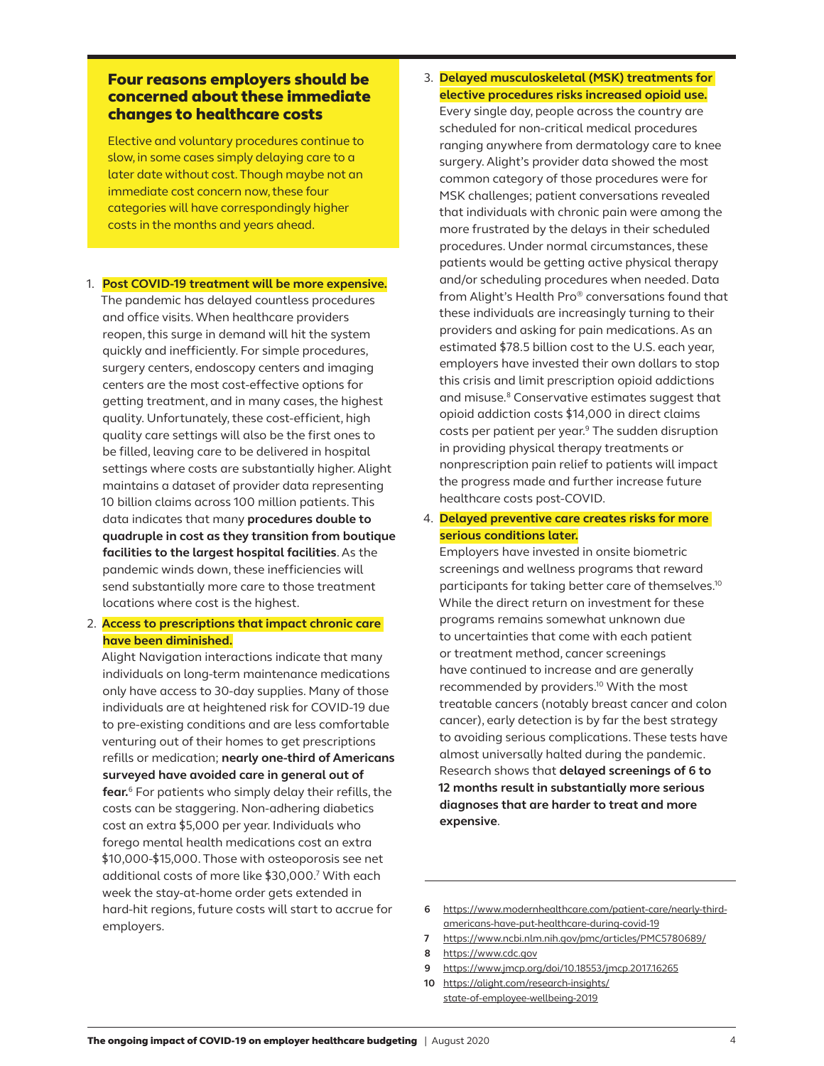## Four reasons employers should be concerned about these immediate changes to healthcare costs

Elective and voluntary procedures continue to slow, in some cases simply delaying care to a later date without cost. Though maybe not an immediate cost concern now, these four categories will have correspondingly higher costs in the months and years ahead.

1. **Post COVID-19 treatment will be more expensive.**
   The pandemic has delayed countless procedures and office visits. When healthcare providers reopen, this surge in demand will hit the system quickly and inefficiently. For simple procedures, surgery centers, endoscopy centers and imaging centers are the most cost-effective options for getting treatment, and in many cases, the highest quality. Unfortunately, these cost-efficient, high quality care settings will also be the first ones to be filled, leaving care to be delivered in hospital settings where costs are substantially higher. Alight maintains a dataset of provider data representing 10 billion claims across 100 million patients. This data indicates that many **procedures double to quadruple in cost as they transition from boutique facilities to the largest hospital facilities**. As the pandemic winds down, these inefficiencies will send substantially more care to those treatment locations where cost is the highest.

2. **Access to prescriptions that impact chronic care have been diminished.**
   Alight Navigation interactions indicate that many individuals on long-term maintenance medications only have access to 30-day supplies. Many of those individuals are at heightened risk for COVID-19 due to pre-existing conditions and are less comfortable venturing out of their homes to get prescriptions refills or medication; **nearly one-third of Americans surveyed have avoided care in general out of fear.**[6] For patients who simply delay their refills, the costs can be staggering. Non-adhering diabetics cost an extra $5,000 per year. Individuals who forego mental health medications cost an extra $10,000-$15,000. Those with osteoporosis see net additional costs of more like $30,000.[7] With each week the stay-at-home order gets extended in hard-hit regions, future costs will start to accrue for employers.

3. **Delayed musculoskeletal (MSK) treatments for elective procedures risks increased opioid use.**
   Every single day, people across the country are scheduled for non-critical medical procedures ranging anywhere from dermatology care to knee surgery. Alight's provider data showed the most common category of those procedures were for MSK challenges; patient conversations revealed that individuals with chronic pain were among the more frustrated by the delays in their scheduled procedures. Under normal circumstances, these patients would be getting active physical therapy and/or scheduling procedures when needed. Data from Alight's Health Pro® conversations found that these individuals are increasingly turning to their providers and asking for pain medications. As an estimated $78.5 billion cost to the U.S. each year, employers have invested their own dollars to stop this crisis and limit prescription opioid addictions and misuse.[8] Conservative estimates suggest that opioid addiction costs $14,000 in direct claims costs per patient per year.[9] The sudden disruption in providing physical therapy treatments or nonprescription pain relief to patients will impact the progress made and further increase future healthcare costs post-COVID.

4. **Delayed preventive care creates risks for more serious conditions later.**
   Employers have invested in onsite biometric screenings and wellness programs that reward participants for taking better care of themselves.[10] While the direct return on investment for these programs remains somewhat unknown due to uncertainties that come with each patient or treatment method, cancer screenings have continued to increase and are generally recommended by providers.[10] With the most treatable cancers (notably breast cancer and colon cancer), early detection is by far the best strategy to avoiding serious complications. These tests have almost universally halted during the pandemic. Research shows that **delayed screenings of 6 to 12 months result in substantially more serious diagnoses that are harder to treat and more expensive**.

---

6 https://www.modernhealthcare.com/patient-care/nearly-third-americans-have-put-healthcare-during-covid-19
7 https://www.ncbi.nlm.nih.gov/pmc/articles/PMC5780689/
8 https://www.cdc.gov
9 https://www.jmcp.org/doi/10.18553/jmcp.2017.16265
10 https://alight.com/research-insights/state-of-employee-wellbeing-2019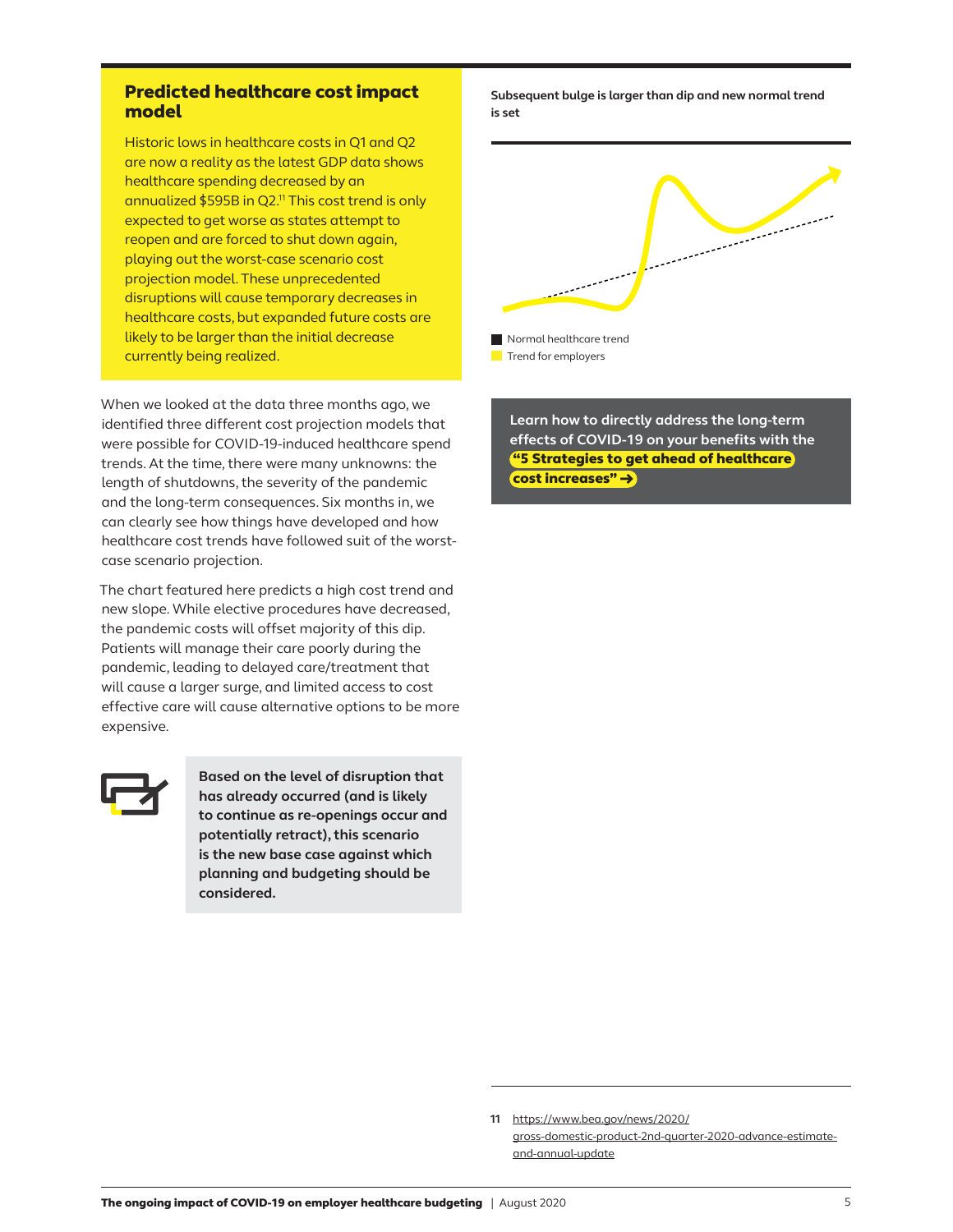## Predicted healthcare cost impact model

Historic lows in healthcare costs in Q1 and Q2 are now a reality as the latest GDP data shows healthcare spending decreased by an annualized $595B in Q2.[11] This cost trend is only expected to get worse as states attempt to reopen and are forced to shut down again, playing out the worst-case scenario cost projection model. These unprecedented disruptions will cause temporary decreases in healthcare costs, but expanded future costs are likely to be larger than the initial decrease currently being realized.

When we looked at the data three months ago, we identified three different cost projection models that were possible for COVID-19-induced healthcare spend trends. At the time, there were many unknowns: the length of shutdowns, the severity of the pandemic and the long-term consequences. Six months in, we can clearly see how things have developed and how healthcare cost trends have followed suit of the worst-case scenario projection.

The chart featured here predicts a high cost trend and new slope. While elective procedures have decreased, the pandemic costs will offset majority of this dip. Patients will manage their care poorly during the pandemic, leading to delayed care/treatment that will cause a larger surge, and limited access to cost effective care will cause alternative options to be more expensive.

**Based on the level of disruption that has already occurred (and is likely to continue as re-openings occur and potentially retract), this scenario is the new base case against which planning and budgeting should be considered.**

**Subsequent bulge is larger than dip and new normal trend is set**

Normal healthcare trend
Trend for employers

**Learn how to directly address the long-term effects of COVID-19 on your benefits with the "5 Strategies to get ahead of healthcare cost increases" →**

11 https://www.bea.gov/news/2020/gross-domestic-product-2nd-quarter-2020-advance-estimate-and-annual-update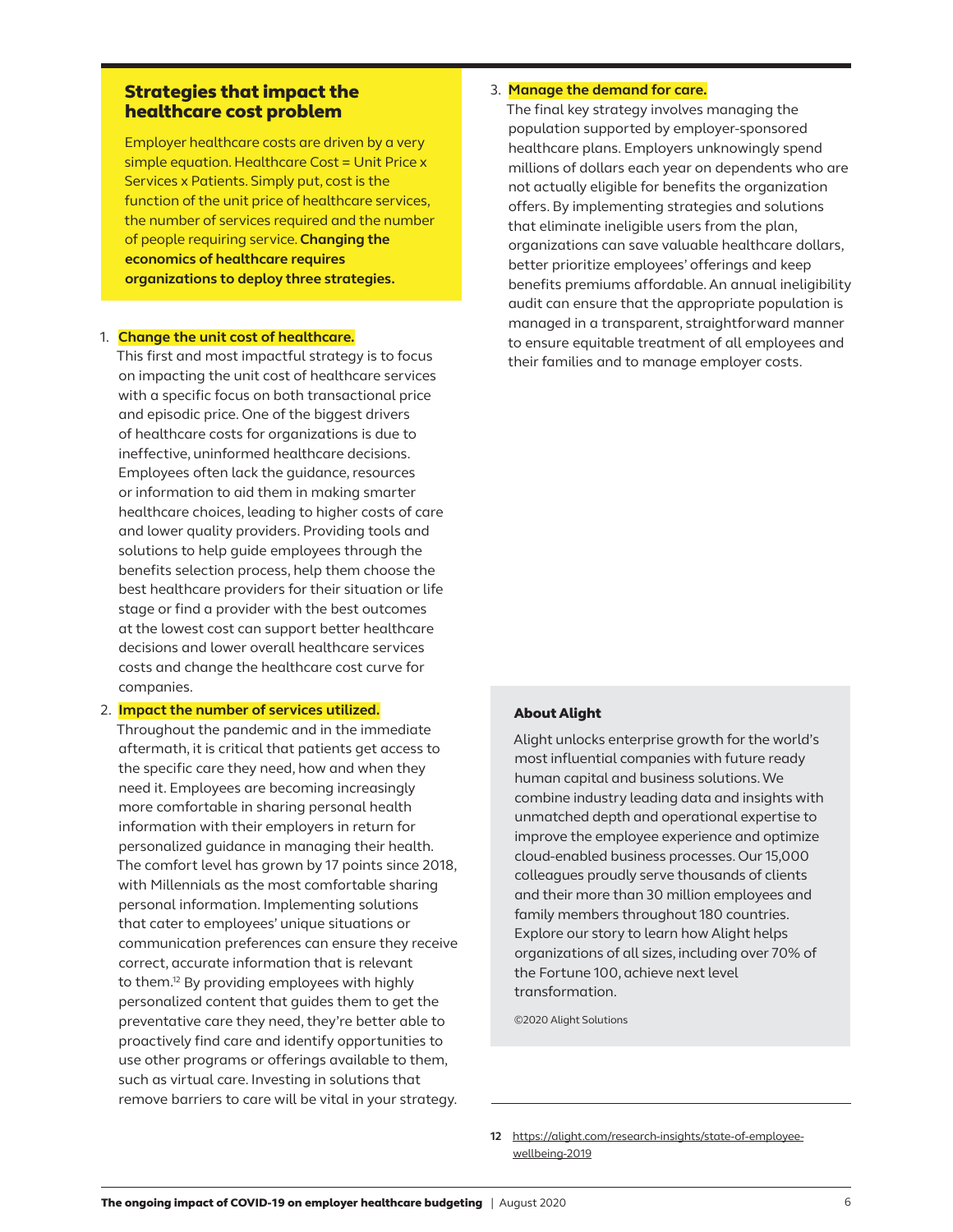## Strategies that impact the healthcare cost problem

Employer healthcare costs are driven by a very simple equation. Healthcare Cost = Unit Price x Services x Patients. Simply put, cost is the function of the unit price of healthcare services, the number of services required and the number of people requiring service. **Changing the economics of healthcare requires organizations to deploy three strategies.**

1. **Change the unit cost of healthcare.**
   This first and most impactful strategy is to focus on impacting the unit cost of healthcare services with a specific focus on both transactional price and episodic price. One of the biggest drivers of healthcare costs for organizations is due to ineffective, uninformed healthcare decisions. Employees often lack the guidance, resources or information to aid them in making smarter healthcare choices, leading to higher costs of care and lower quality providers. Providing tools and solutions to help guide employees through the benefits selection process, help them choose the best healthcare providers for their situation or life stage or find a provider with the best outcomes at the lowest cost can support better healthcare decisions and lower overall healthcare services costs and change the healthcare cost curve for companies.

2. **Impact the number of services utilized.**
   Throughout the pandemic and in the immediate aftermath, it is critical that patients get access to the specific care they need, how and when they need it. Employees are becoming increasingly more comfortable in sharing personal health information with their employers in return for personalized guidance in managing their health. The comfort level has grown by 17 points since 2018, with Millennials as the most comfortable sharing personal information. Implementing solutions that cater to employees' unique situations or communication preferences can ensure they receive correct, accurate information that is relevant to them.[12] By providing employees with highly personalized content that guides them to get the preventative care they need, they're better able to proactively find care and identify opportunities to use other programs or offerings available to them, such as virtual care. Investing in solutions that remove barriers to care will be vital in your strategy.

3. **Manage the demand for care.**
   The final key strategy involves managing the population supported by employer-sponsored healthcare plans. Employers unknowingly spend millions of dollars each year on dependents who are not actually eligible for benefits the organization offers. By implementing strategies and solutions that eliminate ineligible users from the plan, organizations can save valuable healthcare dollars, better prioritize employees' offerings and keep benefits premiums affordable. An annual ineligibility audit can ensure that the appropriate population is managed in a transparent, straightforward manner to ensure equitable treatment of all employees and their families and to manage employer costs.

### About Alight

Alight unlocks enterprise growth for the world's most influential companies with future ready human capital and business solutions. We combine industry leading data and insights with unmatched depth and operational expertise to improve the employee experience and optimize cloud-enabled business processes. Our 15,000 colleagues proudly serve thousands of clients and their more than 30 million employees and family members throughout 180 countries. Explore our story to learn how Alight helps organizations of all sizes, including over 70% of the Fortune 100, achieve next level transformation.

©2020 Alight Solutions

12 https://alight.com/research-insights/state-of-employee-wellbeing-2019